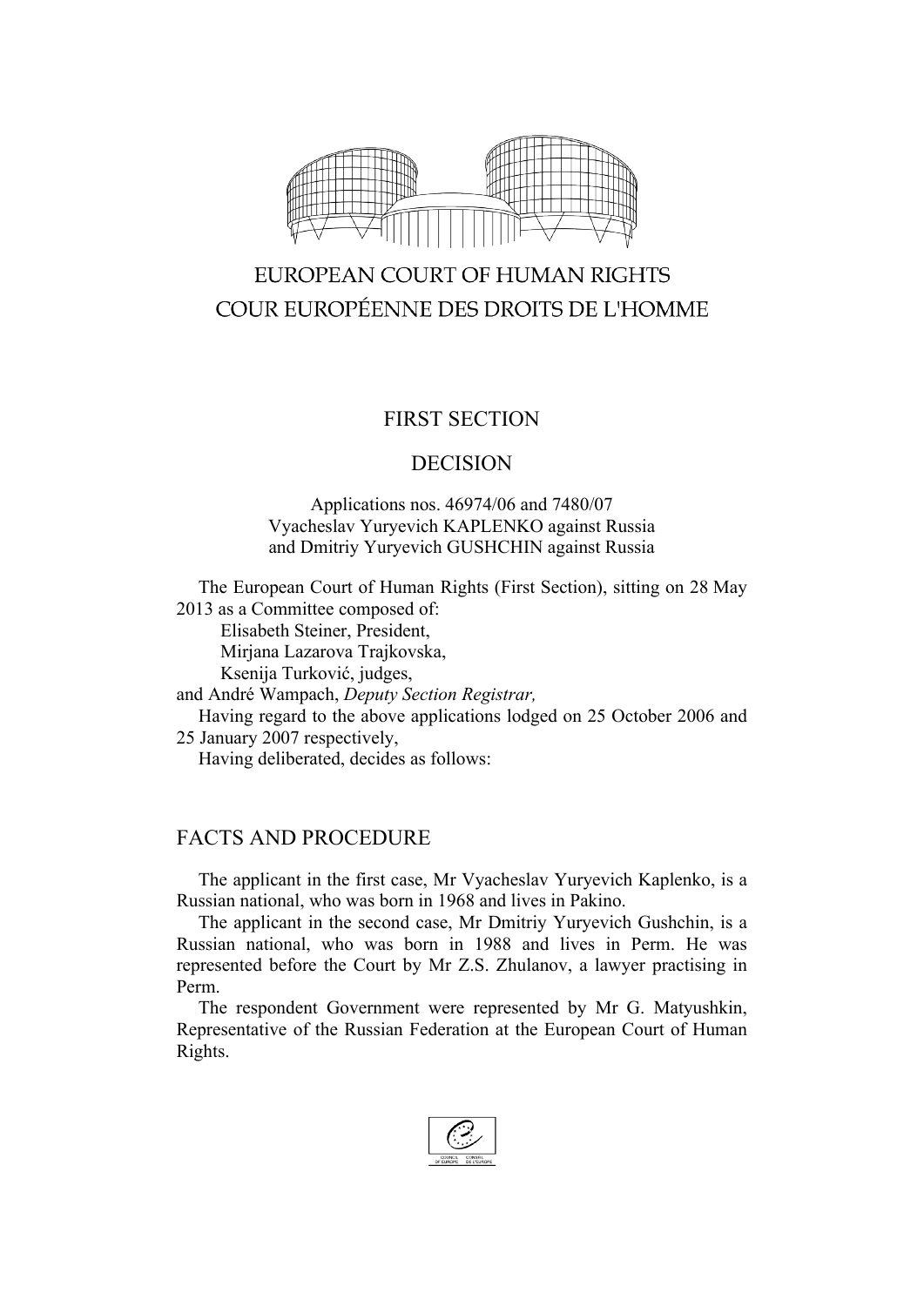EUROPEAN COURT OF HUMAN RIGHTS

COUR EUROPÉENNE DES DROITS DE L'HOMME

FIRST SECTION

DECISION

Applications nos. 46974/06 and 7480/07
Vyacheslav Yuryevich KAPLENKO against Russia
and Dmitriy Yuryevich GUSHCHIN against Russia

The European Court of Human Rights (First Section), sitting on 28 May 2013 as a Committee composed of:

Elisabeth Steiner, President,
Mirjana Lazarova Trajkovska,
Ksenija Turković, judges,

and André Wampach, *Deputy Section Registrar,*

Having regard to the above applications lodged on 25 October 2006 and 25 January 2007 respectively,

Having deliberated, decides as follows:

## FACTS AND PROCEDURE

The applicant in the first case, Mr Vyacheslav Yuryevich Kaplenko, is a Russian national, who was born in 1968 and lives in Pakino.

The applicant in the second case, Mr Dmitriy Yuryevich Gushchin, is a Russian national, who was born in 1988 and lives in Perm. He was represented before the Court by Mr Z.S. Zhulanov, a lawyer practising in Perm.

The respondent Government were represented by Mr G. Matyushkin, Representative of the Russian Federation at the European Court of Human Rights.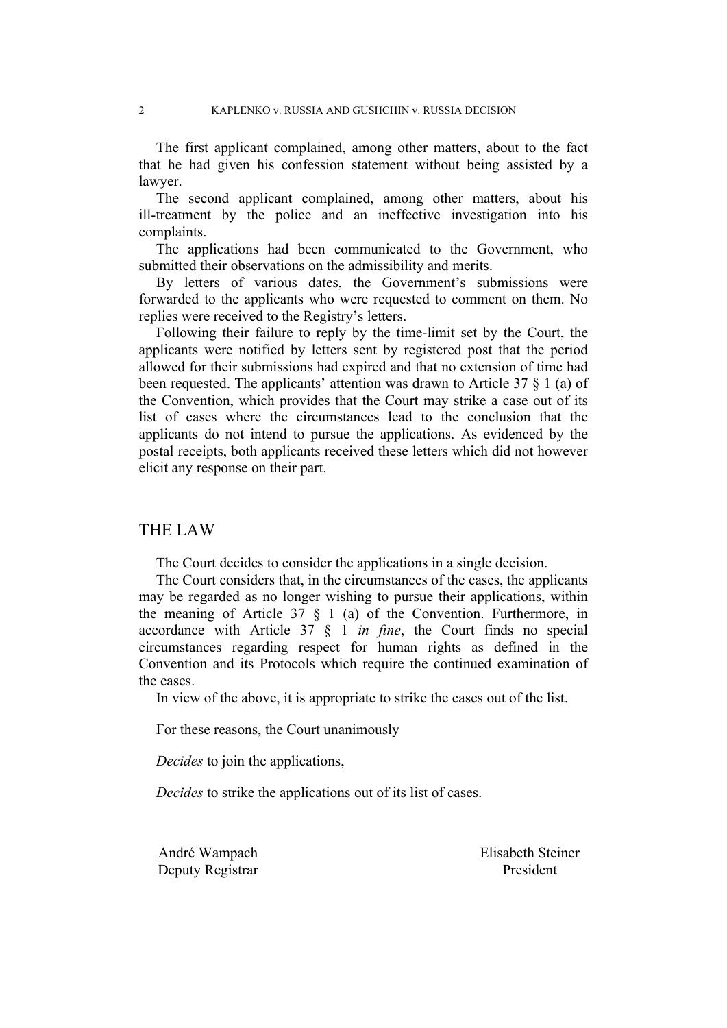The first applicant complained, among other matters, about to the fact that he had given his confession statement without being assisted by a lawyer.

The second applicant complained, among other matters, about his ill-treatment by the police and an ineffective investigation into his complaints.

The applications had been communicated to the Government, who submitted their observations on the admissibility and merits.

By letters of various dates, the Government's submissions were forwarded to the applicants who were requested to comment on them. No replies were received to the Registry's letters.

Following their failure to reply by the time-limit set by the Court, the applicants were notified by letters sent by registered post that the period allowed for their submissions had expired and that no extension of time had been requested. The applicants' attention was drawn to Article 37 § 1 (a) of the Convention, which provides that the Court may strike a case out of its list of cases where the circumstances lead to the conclusion that the applicants do not intend to pursue the applications. As evidenced by the postal receipts, both applicants received these letters which did not however elicit any response on their part.

## THE LAW

The Court decides to consider the applications in a single decision.

The Court considers that, in the circumstances of the cases, the applicants may be regarded as no longer wishing to pursue their applications, within the meaning of Article 37 § 1 (a) of the Convention. Furthermore, in accordance with Article 37 § 1 *in fine*, the Court finds no special circumstances regarding respect for human rights as defined in the Convention and its Protocols which require the continued examination of the cases.

In view of the above, it is appropriate to strike the cases out of the list.

For these reasons, the Court unanimously

*Decides* to join the applications,

*Decides* to strike the applications out of its list of cases.

André Wampach
Deputy Registrar

Elisabeth Steiner
President